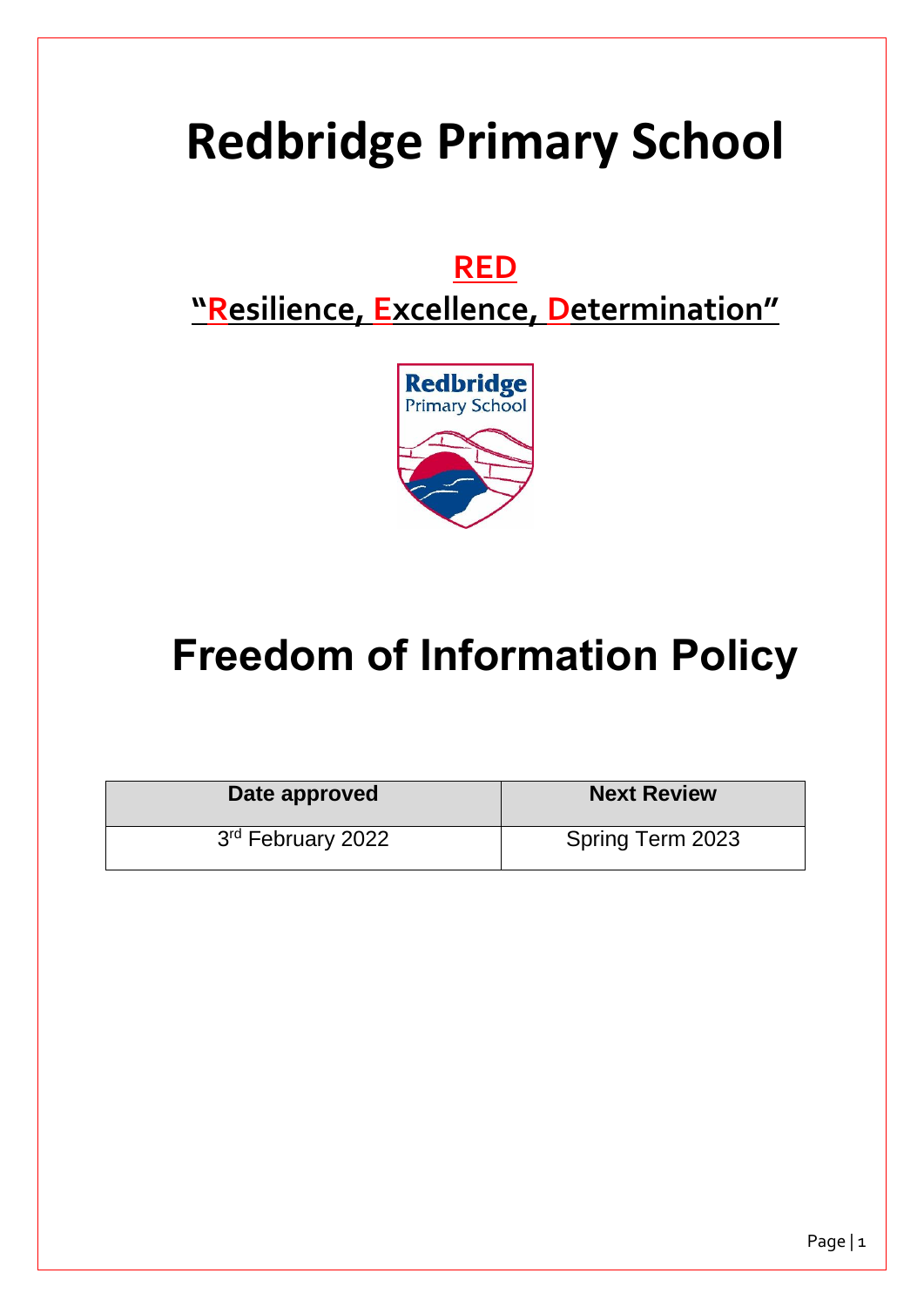# Redbridge Primary School

## RED

## "Resilience, Excellence, Determination"

# Freedom of Information Policy

| Date approved | Next Review |
| --- | --- |
| 3rd February 2022 | Spring Term 2023 |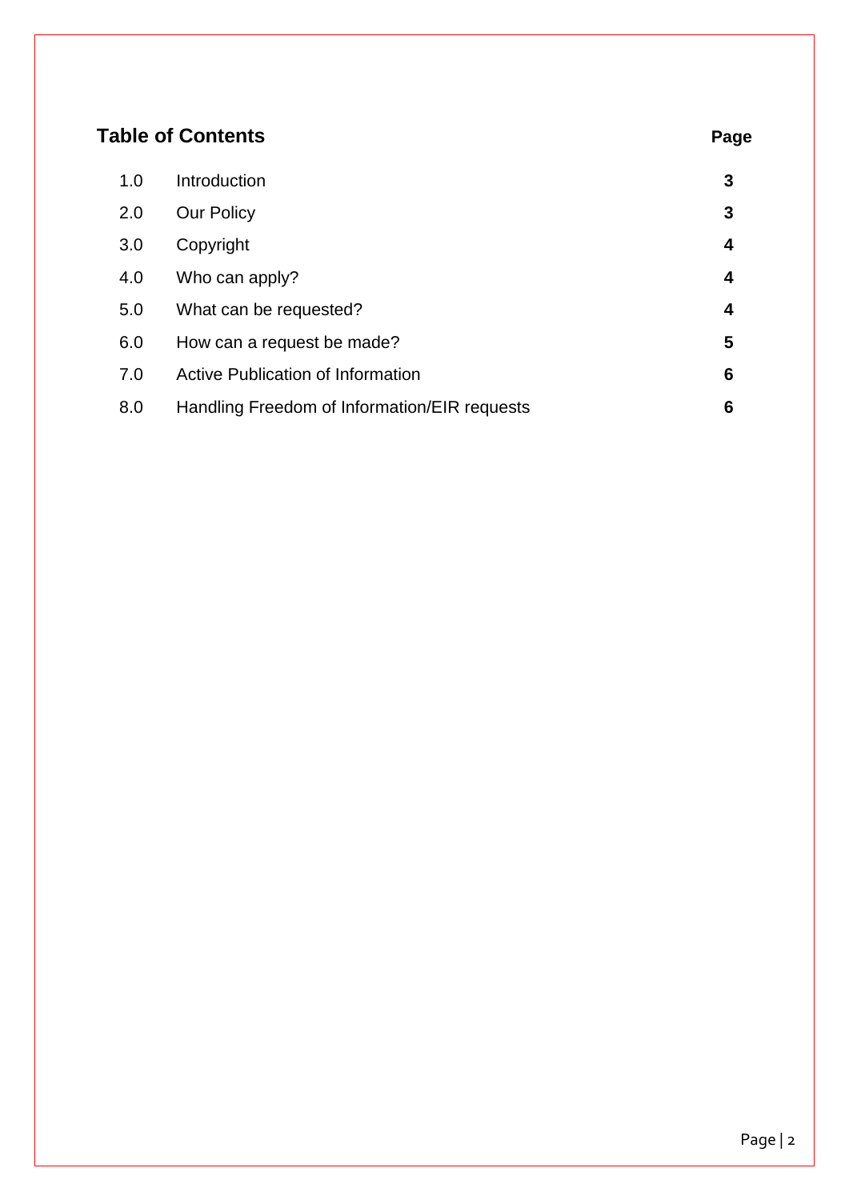## Table of Contents

| | | Page |
|---|---|---|
| 1.0 | Introduction | **3** |
| 2.0 | Our Policy | **3** |
| 3.0 | Copyright | **4** |
| 4.0 | Who can apply? | **4** |
| 5.0 | What can be requested? | **4** |
| 6.0 | How can a request be made? | **5** |
| 7.0 | Active Publication of Information | **6** |
| 8.0 | Handling Freedom of Information/EIR requests | **6** |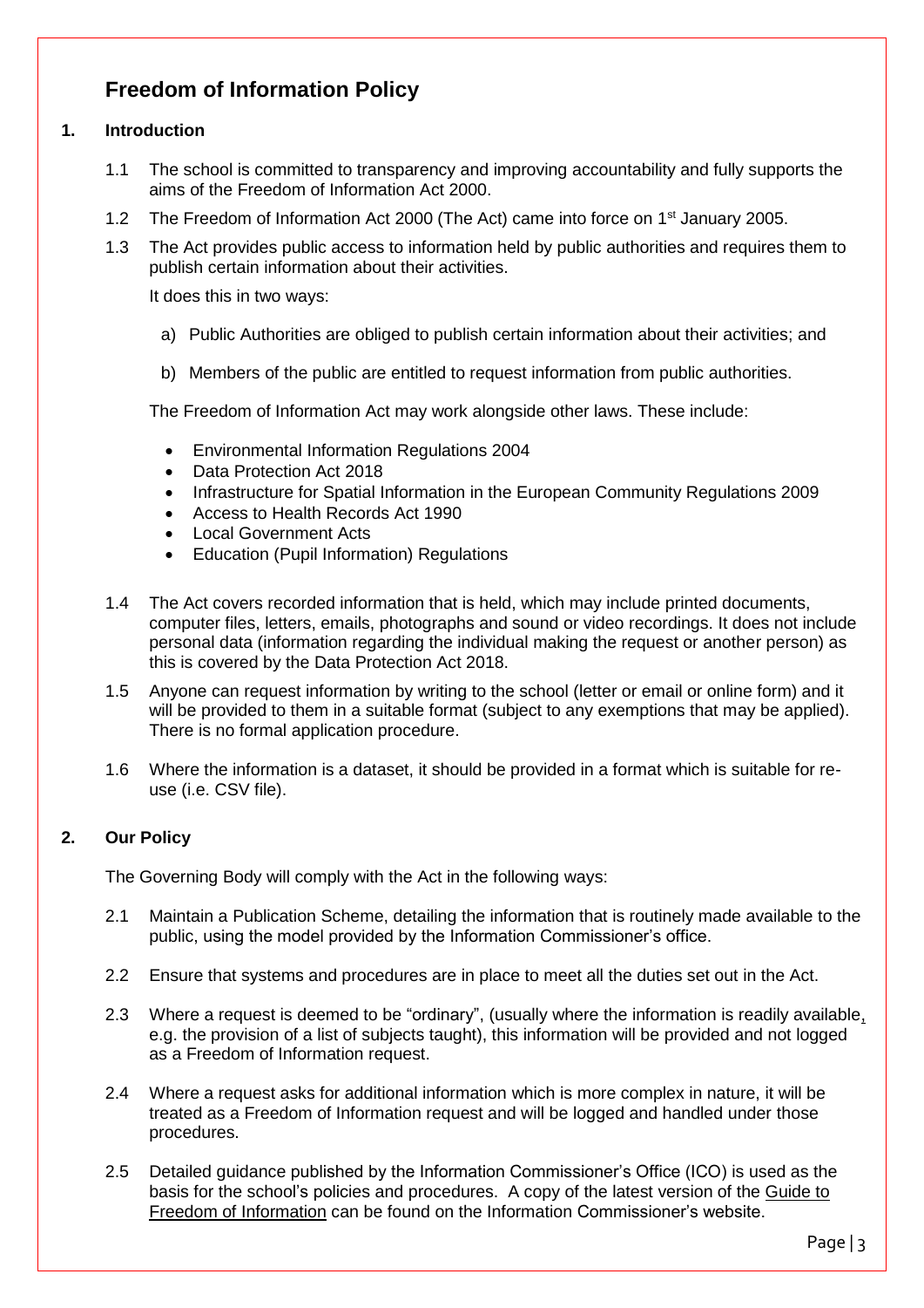# Freedom of Information Policy

## 1. Introduction

1.1 The school is committed to transparency and improving accountability and fully supports the aims of the Freedom of Information Act 2000.

1.2 The Freedom of Information Act 2000 (The Act) came into force on 1st January 2005.

1.3 The Act provides public access to information held by public authorities and requires them to publish certain information about their activities.

It does this in two ways:

a) Public Authorities are obliged to publish certain information about their activities; and

b) Members of the public are entitled to request information from public authorities.

The Freedom of Information Act may work alongside other laws. These include:

- Environmental Information Regulations 2004
- Data Protection Act 2018
- Infrastructure for Spatial Information in the European Community Regulations 2009
- Access to Health Records Act 1990
- Local Government Acts
- Education (Pupil Information) Regulations

1.4 The Act covers recorded information that is held, which may include printed documents, computer files, letters, emails, photographs and sound or video recordings. It does not include personal data (information regarding the individual making the request or another person) as this is covered by the Data Protection Act 2018.

1.5 Anyone can request information by writing to the school (letter or email or online form) and it will be provided to them in a suitable format (subject to any exemptions that may be applied). There is no formal application procedure.

1.6 Where the information is a dataset, it should be provided in a format which is suitable for re-use (i.e. CSV file).

## 2. Our Policy

The Governing Body will comply with the Act in the following ways:

2.1 Maintain a Publication Scheme, detailing the information that is routinely made available to the public, using the model provided by the Information Commissioner's office.

2.2 Ensure that systems and procedures are in place to meet all the duties set out in the Act.

2.3 Where a request is deemed to be "ordinary", (usually where the information is readily available, e.g. the provision of a list of subjects taught), this information will be provided and not logged as a Freedom of Information request.

2.4 Where a request asks for additional information which is more complex in nature, it will be treated as a Freedom of Information request and will be logged and handled under those procedures.

2.5 Detailed guidance published by the Information Commissioner's Office (ICO) is used as the basis for the school's policies and procedures. A copy of the latest version of the Guide to Freedom of Information can be found on the Information Commissioner's website.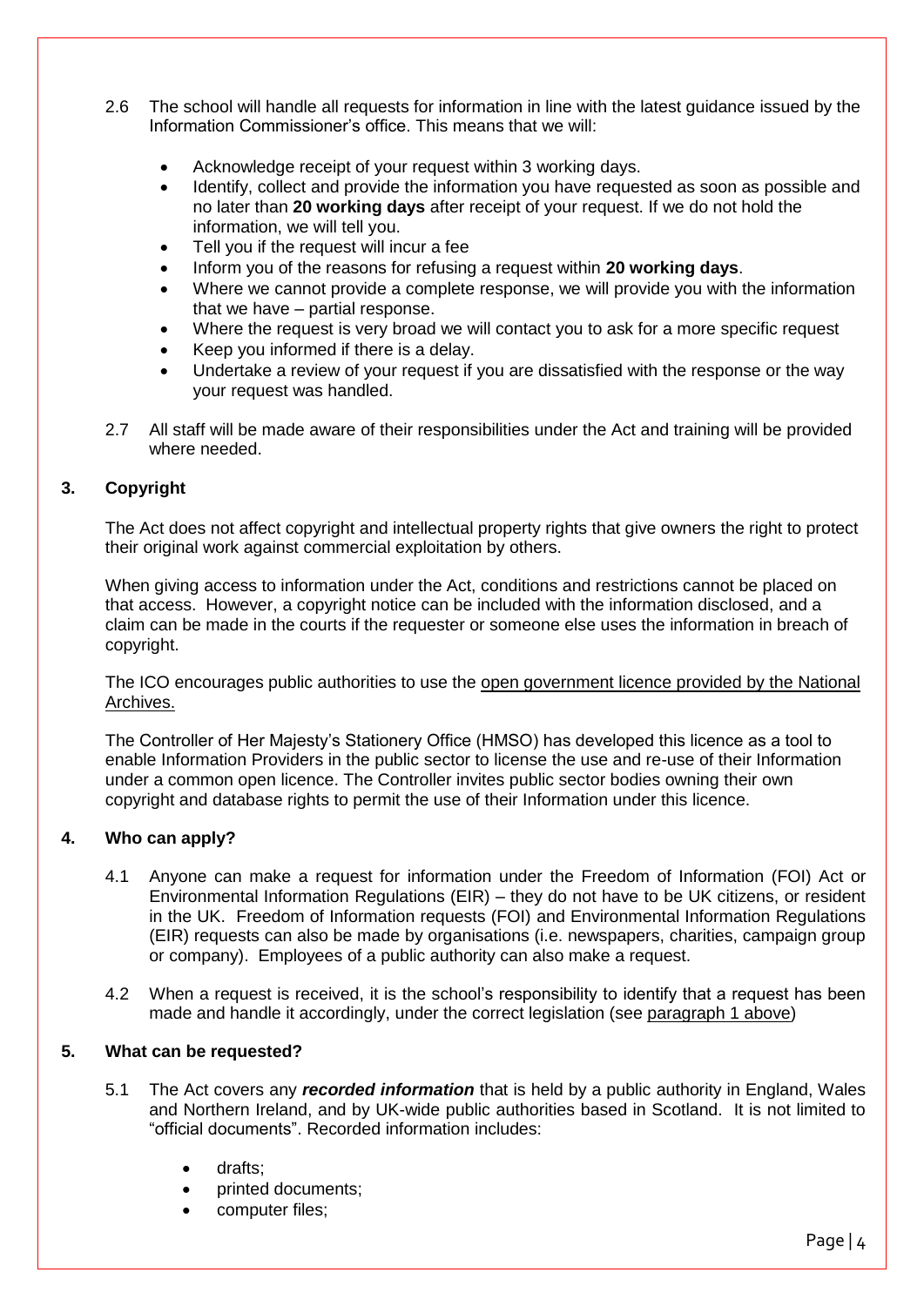2.6 The school will handle all requests for information in line with the latest guidance issued by the Information Commissioner's office. This means that we will:

- Acknowledge receipt of your request within 3 working days.
- Identify, collect and provide the information you have requested as soon as possible and no later than **20 working days** after receipt of your request. If we do not hold the information, we will tell you.
- Tell you if the request will incur a fee
- Inform you of the reasons for refusing a request within **20 working days**.
- Where we cannot provide a complete response, we will provide you with the information that we have – partial response.
- Where the request is very broad we will contact you to ask for a more specific request
- Keep you informed if there is a delay.
- Undertake a review of your request if you are dissatisfied with the response or the way your request was handled.

2.7 All staff will be made aware of their responsibilities under the Act and training will be provided where needed.

## 3. Copyright

The Act does not affect copyright and intellectual property rights that give owners the right to protect their original work against commercial exploitation by others.

When giving access to information under the Act, conditions and restrictions cannot be placed on that access. However, a copyright notice can be included with the information disclosed, and a claim can be made in the courts if the requester or someone else uses the information in breach of copyright.

The ICO encourages public authorities to use the open government licence provided by the National Archives.

The Controller of Her Majesty's Stationery Office (HMSO) has developed this licence as a tool to enable Information Providers in the public sector to license the use and re-use of their Information under a common open licence. The Controller invites public sector bodies owning their own copyright and database rights to permit the use of their Information under this licence.

## 4. Who can apply?

4.1 Anyone can make a request for information under the Freedom of Information (FOI) Act or Environmental Information Regulations (EIR) – they do not have to be UK citizens, or resident in the UK. Freedom of Information requests (FOI) and Environmental Information Regulations (EIR) requests can also be made by organisations (i.e. newspapers, charities, campaign group or company). Employees of a public authority can also make a request.

4.2 When a request is received, it is the school's responsibility to identify that a request has been made and handle it accordingly, under the correct legislation (see paragraph 1 above)

## 5. What can be requested?

5.1 The Act covers any ***recorded information*** that is held by a public authority in England, Wales and Northern Ireland, and by UK-wide public authorities based in Scotland. It is not limited to "official documents". Recorded information includes:

- drafts;
- printed documents;
- computer files;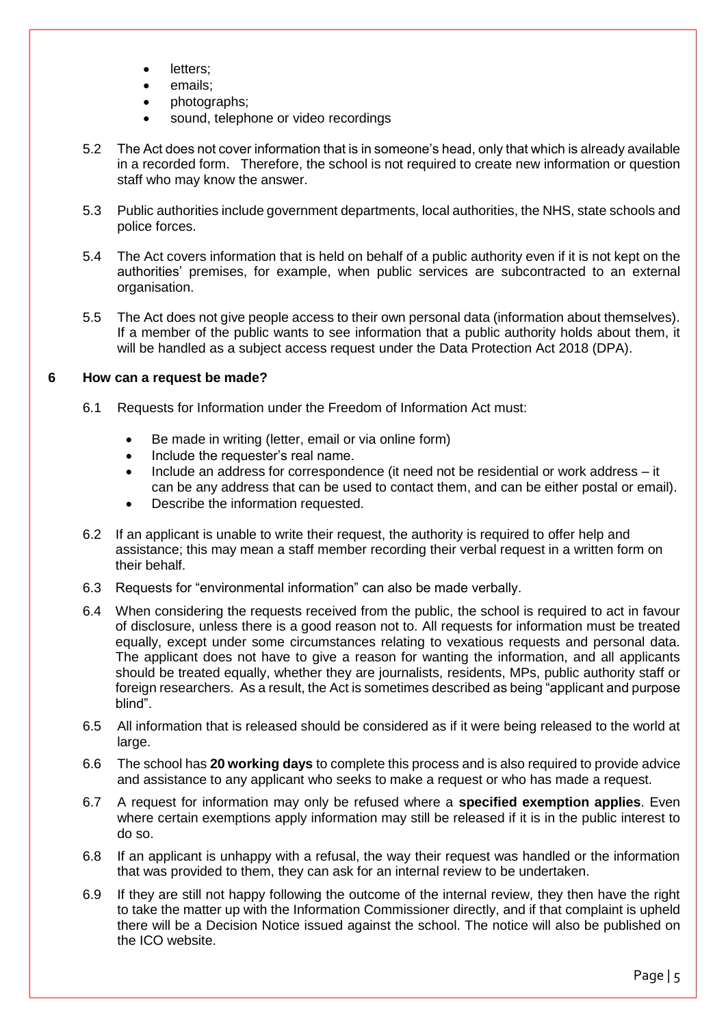- letters;
- emails;
- photographs;
- sound, telephone or video recordings

5.2 The Act does not cover information that is in someone's head, only that which is already available in a recorded form. Therefore, the school is not required to create new information or question staff who may know the answer.

5.3 Public authorities include government departments, local authorities, the NHS, state schools and police forces.

5.4 The Act covers information that is held on behalf of a public authority even if it is not kept on the authorities' premises, for example, when public services are subcontracted to an external organisation.

5.5 The Act does not give people access to their own personal data (information about themselves). If a member of the public wants to see information that a public authority holds about them, it will be handled as a subject access request under the Data Protection Act 2018 (DPA).

## 6 How can a request be made?

6.1 Requests for Information under the Freedom of Information Act must:

- Be made in writing (letter, email or via online form)
- Include the requester's real name.
- Include an address for correspondence (it need not be residential or work address – it can be any address that can be used to contact them, and can be either postal or email).
- Describe the information requested.

6.2 If an applicant is unable to write their request, the authority is required to offer help and assistance; this may mean a staff member recording their verbal request in a written form on their behalf.

6.3 Requests for "environmental information" can also be made verbally.

6.4 When considering the requests received from the public, the school is required to act in favour of disclosure, unless there is a good reason not to. All requests for information must be treated equally, except under some circumstances relating to vexatious requests and personal data. The applicant does not have to give a reason for wanting the information, and all applicants should be treated equally, whether they are journalists, residents, MPs, public authority staff or foreign researchers. As a result, the Act is sometimes described as being "applicant and purpose blind".

6.5 All information that is released should be considered as if it were being released to the world at large.

6.6 The school has **20 working days** to complete this process and is also required to provide advice and assistance to any applicant who seeks to make a request or who has made a request.

6.7 A request for information may only be refused where a **specified exemption applies**. Even where certain exemptions apply information may still be released if it is in the public interest to do so.

6.8 If an applicant is unhappy with a refusal, the way their request was handled or the information that was provided to them, they can ask for an internal review to be undertaken.

6.9 If they are still not happy following the outcome of the internal review, they then have the right to take the matter up with the Information Commissioner directly, and if that complaint is upheld there will be a Decision Notice issued against the school. The notice will also be published on the ICO website.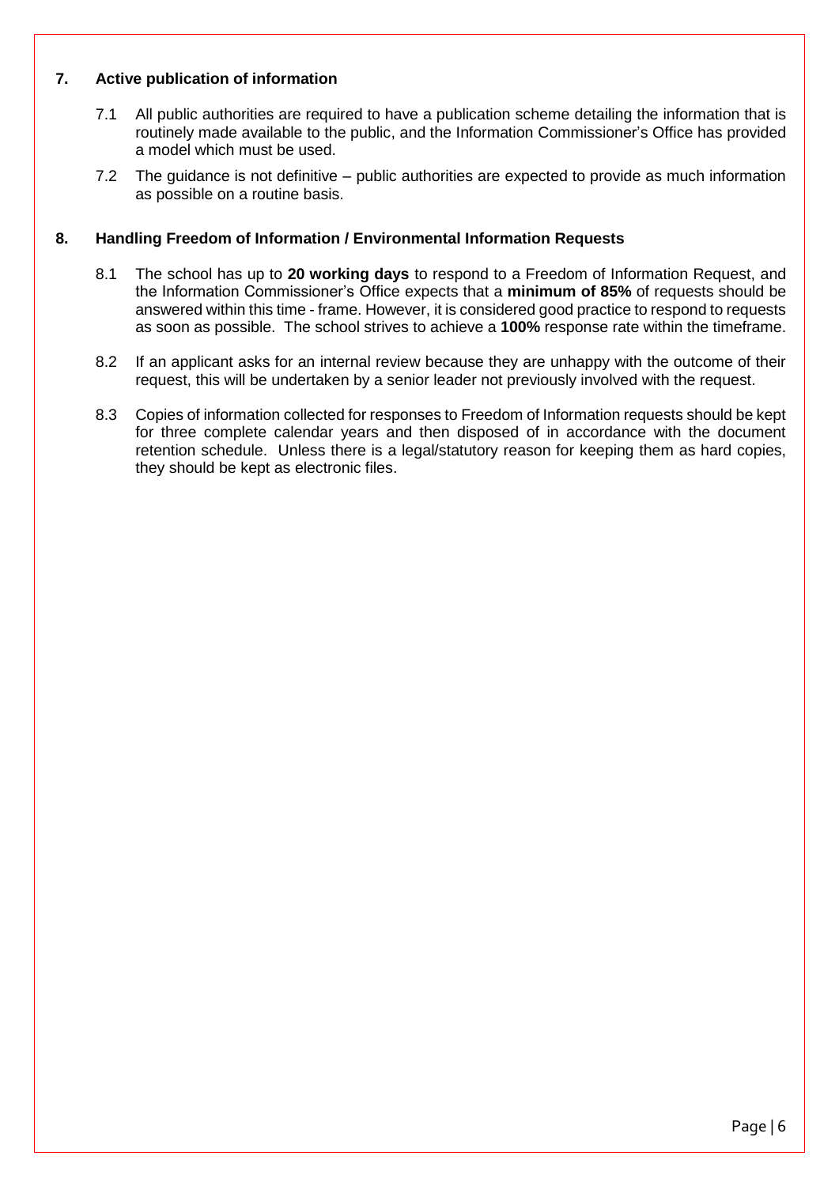## 7. Active publication of information

7.1 All public authorities are required to have a publication scheme detailing the information that is routinely made available to the public, and the Information Commissioner's Office has provided a model which must be used.

7.2 The guidance is not definitive – public authorities are expected to provide as much information as possible on a routine basis.

## 8. Handling Freedom of Information / Environmental Information Requests

8.1 The school has up to **20 working days** to respond to a Freedom of Information Request, and the Information Commissioner's Office expects that a **minimum of 85%** of requests should be answered within this time - frame. However, it is considered good practice to respond to requests as soon as possible. The school strives to achieve a **100%** response rate within the timeframe.

8.2 If an applicant asks for an internal review because they are unhappy with the outcome of their request, this will be undertaken by a senior leader not previously involved with the request.

8.3 Copies of information collected for responses to Freedom of Information requests should be kept for three complete calendar years and then disposed of in accordance with the document retention schedule. Unless there is a legal/statutory reason for keeping them as hard copies, they should be kept as electronic files.